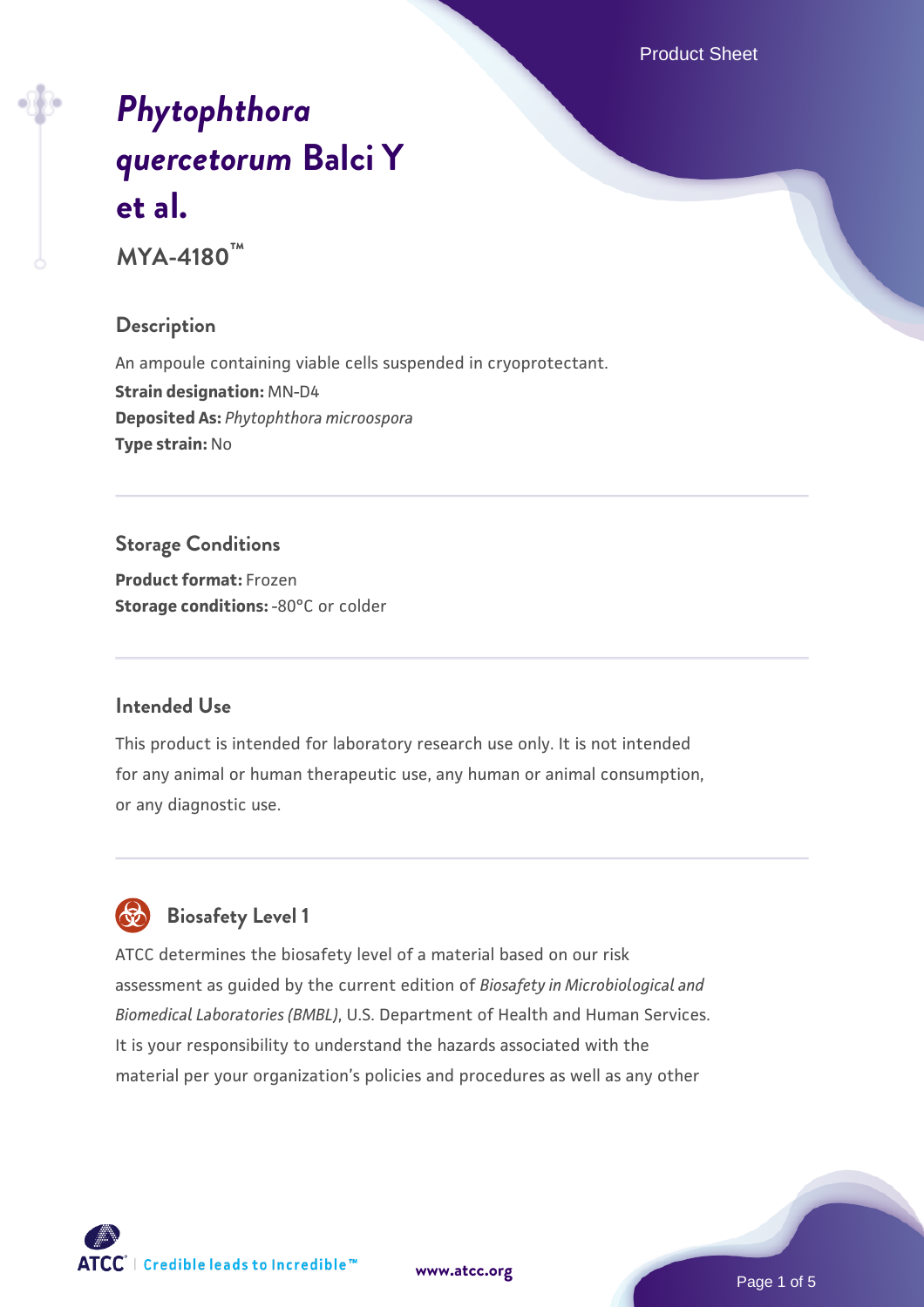# *Phytophthora quercetorum* Balci Y et al.

**MYA-4180™**

## Description

An ampoule containing viable cells suspended in cryoprotectant.
**Strain designation:** MN-D4
**Deposited As:** *Phytophthora microospora*
**Type strain:** No

## Storage Conditions

**Product format:** Frozen
**Storage conditions:** -80°C or colder

## Intended Use

This product is intended for laboratory research use only. It is not intended for any animal or human therapeutic use, any human or animal consumption, or any diagnostic use.

## Biosafety Level 1

ATCC determines the biosafety level of a material based on our risk assessment as guided by the current edition of *Biosafety in Microbiological and Biomedical Laboratories (BMBL)*, U.S. Department of Health and Human Services. It is your responsibility to understand the hazards associated with the material per your organization's policies and procedures as well as any other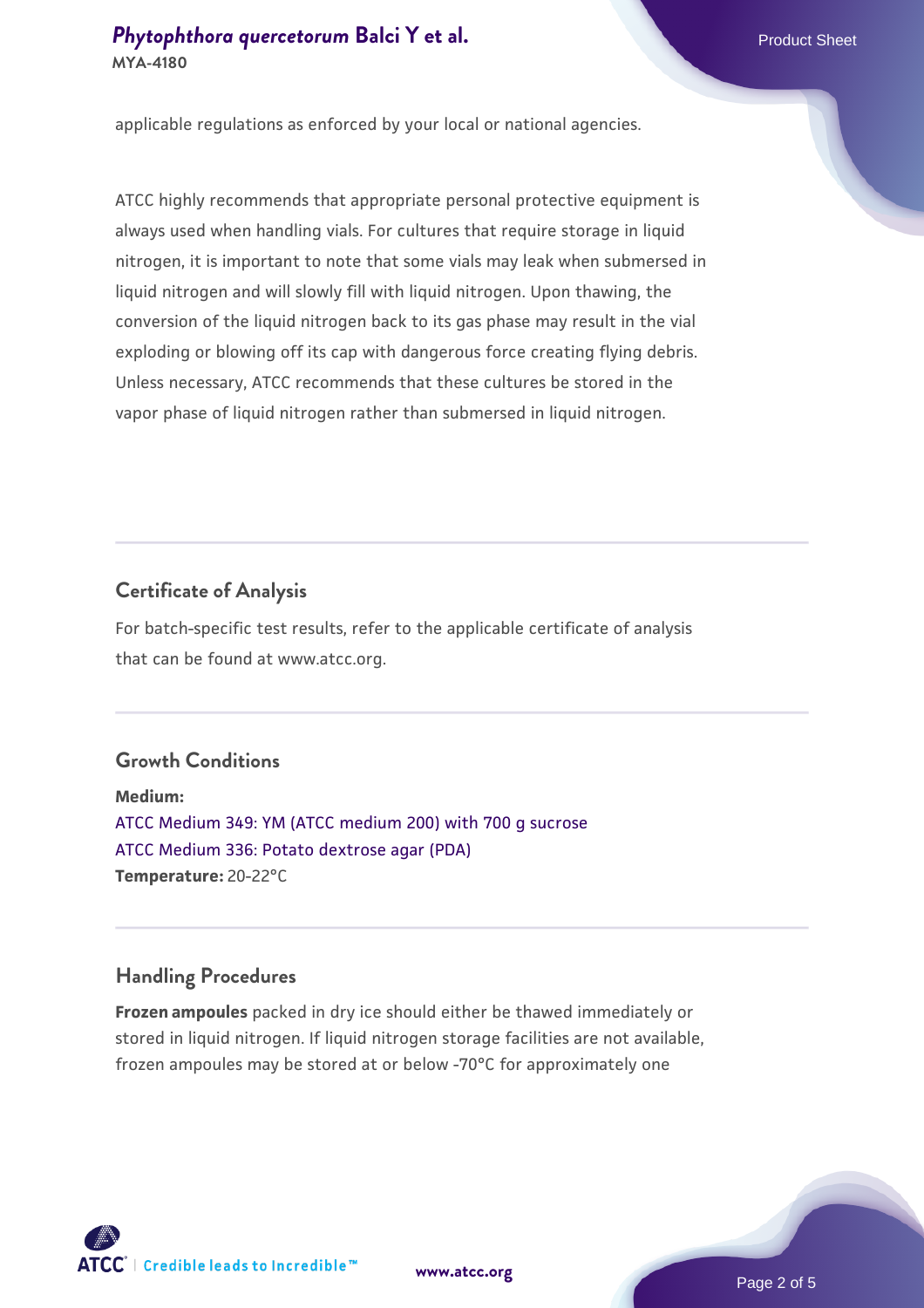applicable regulations as enforced by your local or national agencies.

ATCC highly recommends that appropriate personal protective equipment is always used when handling vials. For cultures that require storage in liquid nitrogen, it is important to note that some vials may leak when submersed in liquid nitrogen and will slowly fill with liquid nitrogen. Upon thawing, the conversion of the liquid nitrogen back to its gas phase may result in the vial exploding or blowing off its cap with dangerous force creating flying debris. Unless necessary, ATCC recommends that these cultures be stored in the vapor phase of liquid nitrogen rather than submersed in liquid nitrogen.

## Certificate of Analysis

For batch-specific test results, refer to the applicable certificate of analysis that can be found at www.atcc.org.

## Growth Conditions

**Medium:**
ATCC Medium 349: YM (ATCC medium 200) with 700 g sucrose
ATCC Medium 336: Potato dextrose agar (PDA)
**Temperature:** 20-22°C

## Handling Procedures

**Frozen ampoules** packed in dry ice should either be thawed immediately or stored in liquid nitrogen. If liquid nitrogen storage facilities are not available, frozen ampoules may be stored at or below -70°C for approximately one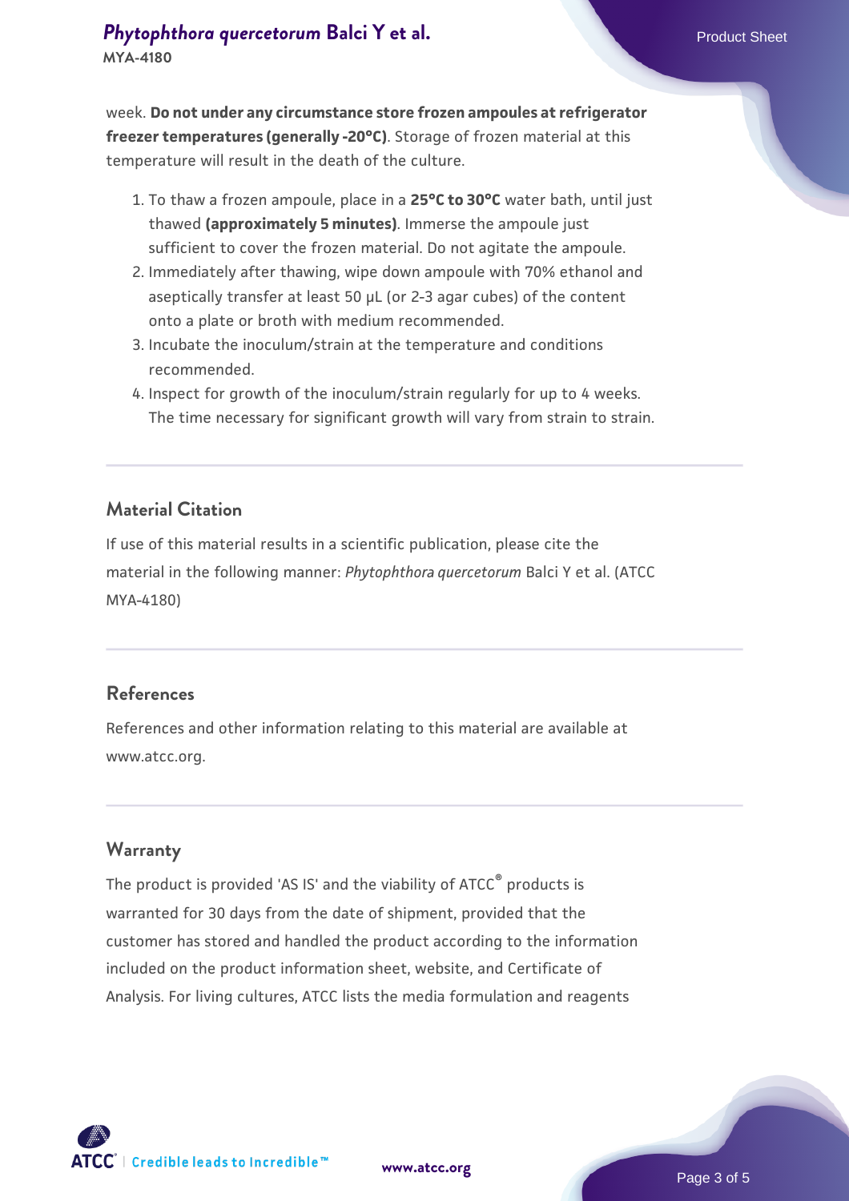week. **Do not under any circumstance store frozen ampoules at refrigerator freezer temperatures (generally -20°C)**. Storage of frozen material at this temperature will result in the death of the culture.

1. To thaw a frozen ampoule, place in a **25°C to 30°C** water bath, until just thawed **(approximately 5 minutes)**. Immerse the ampoule just sufficient to cover the frozen material. Do not agitate the ampoule.
2. Immediately after thawing, wipe down ampoule with 70% ethanol and aseptically transfer at least 50 µL (or 2-3 agar cubes) of the content onto a plate or broth with medium recommended.
3. Incubate the inoculum/strain at the temperature and conditions recommended.
4. Inspect for growth of the inoculum/strain regularly for up to 4 weeks. The time necessary for significant growth will vary from strain to strain.

## Material Citation

If use of this material results in a scientific publication, please cite the material in the following manner: *Phytophthora quercetorum* Balci Y et al. (ATCC MYA-4180)

## References

References and other information relating to this material are available at www.atcc.org.

## Warranty

The product is provided 'AS IS' and the viability of ATCC® products is warranted for 30 days from the date of shipment, provided that the customer has stored and handled the product according to the information included on the product information sheet, website, and Certificate of Analysis. For living cultures, ATCC lists the media formulation and reagents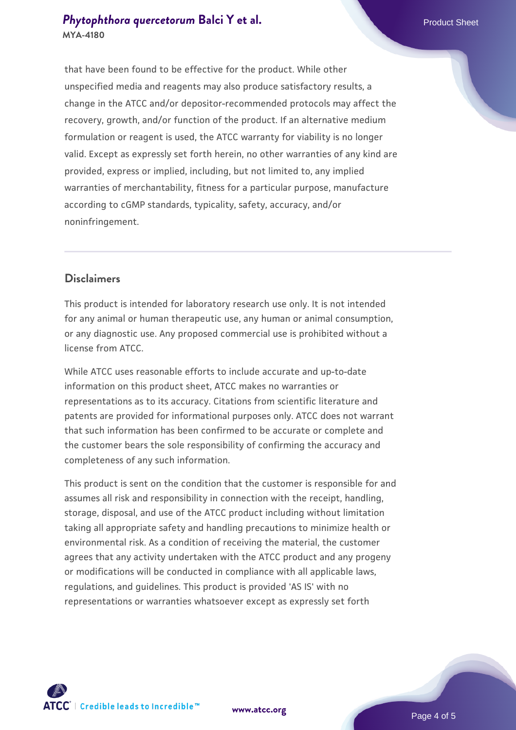that have been found to be effective for the product. While other unspecified media and reagents may also produce satisfactory results, a change in the ATCC and/or depositor-recommended protocols may affect the recovery, growth, and/or function of the product. If an alternative medium formulation or reagent is used, the ATCC warranty for viability is no longer valid. Except as expressly set forth herein, no other warranties of any kind are provided, express or implied, including, but not limited to, any implied warranties of merchantability, fitness for a particular purpose, manufacture according to cGMP standards, typicality, safety, accuracy, and/or noninfringement.

## Disclaimers

This product is intended for laboratory research use only. It is not intended for any animal or human therapeutic use, any human or animal consumption, or any diagnostic use. Any proposed commercial use is prohibited without a license from ATCC.

While ATCC uses reasonable efforts to include accurate and up-to-date information on this product sheet, ATCC makes no warranties or representations as to its accuracy. Citations from scientific literature and patents are provided for informational purposes only. ATCC does not warrant that such information has been confirmed to be accurate or complete and the customer bears the sole responsibility of confirming the accuracy and completeness of any such information.

This product is sent on the condition that the customer is responsible for and assumes all risk and responsibility in connection with the receipt, handling, storage, disposal, and use of the ATCC product including without limitation taking all appropriate safety and handling precautions to minimize health or environmental risk. As a condition of receiving the material, the customer agrees that any activity undertaken with the ATCC product and any progeny or modifications will be conducted in compliance with all applicable laws, regulations, and guidelines. This product is provided 'AS IS' with no representations or warranties whatsoever except as expressly set forth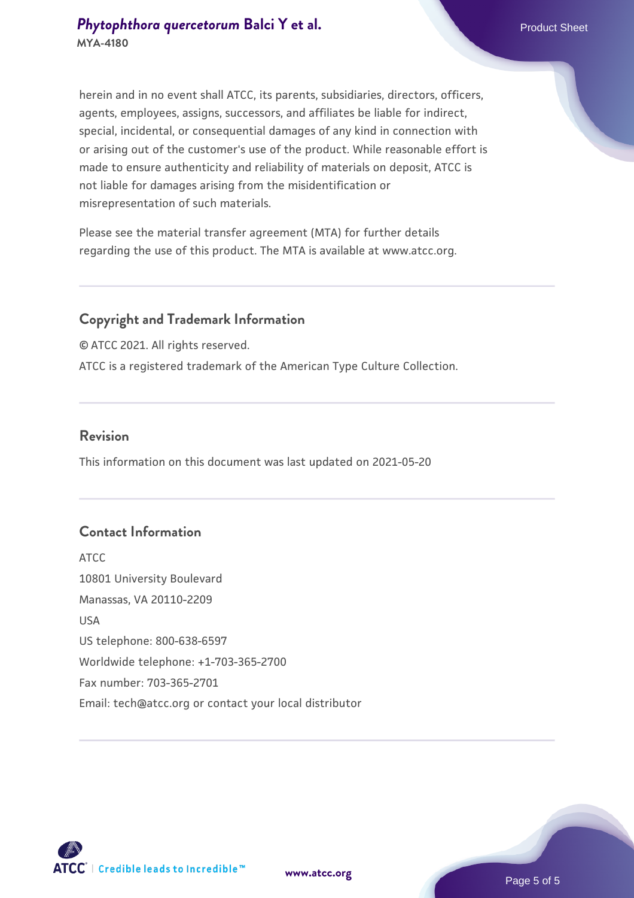herein and in no event shall ATCC, its parents, subsidiaries, directors, officers, agents, employees, assigns, successors, and affiliates be liable for indirect, special, incidental, or consequential damages of any kind in connection with or arising out of the customer's use of the product. While reasonable effort is made to ensure authenticity and reliability of materials on deposit, ATCC is not liable for damages arising from the misidentification or misrepresentation of such materials.

Please see the material transfer agreement (MTA) for further details regarding the use of this product. The MTA is available at www.atcc.org.

## Copyright and Trademark Information

© ATCC 2021. All rights reserved.

ATCC is a registered trademark of the American Type Culture Collection.

## Revision

This information on this document was last updated on 2021-05-20

## Contact Information

ATCC
10801 University Boulevard
Manassas, VA 20110-2209
USA
US telephone: 800-638-6597
Worldwide telephone: +1-703-365-2700
Fax number: 703-365-2701
Email: tech@atcc.org or contact your local distributor